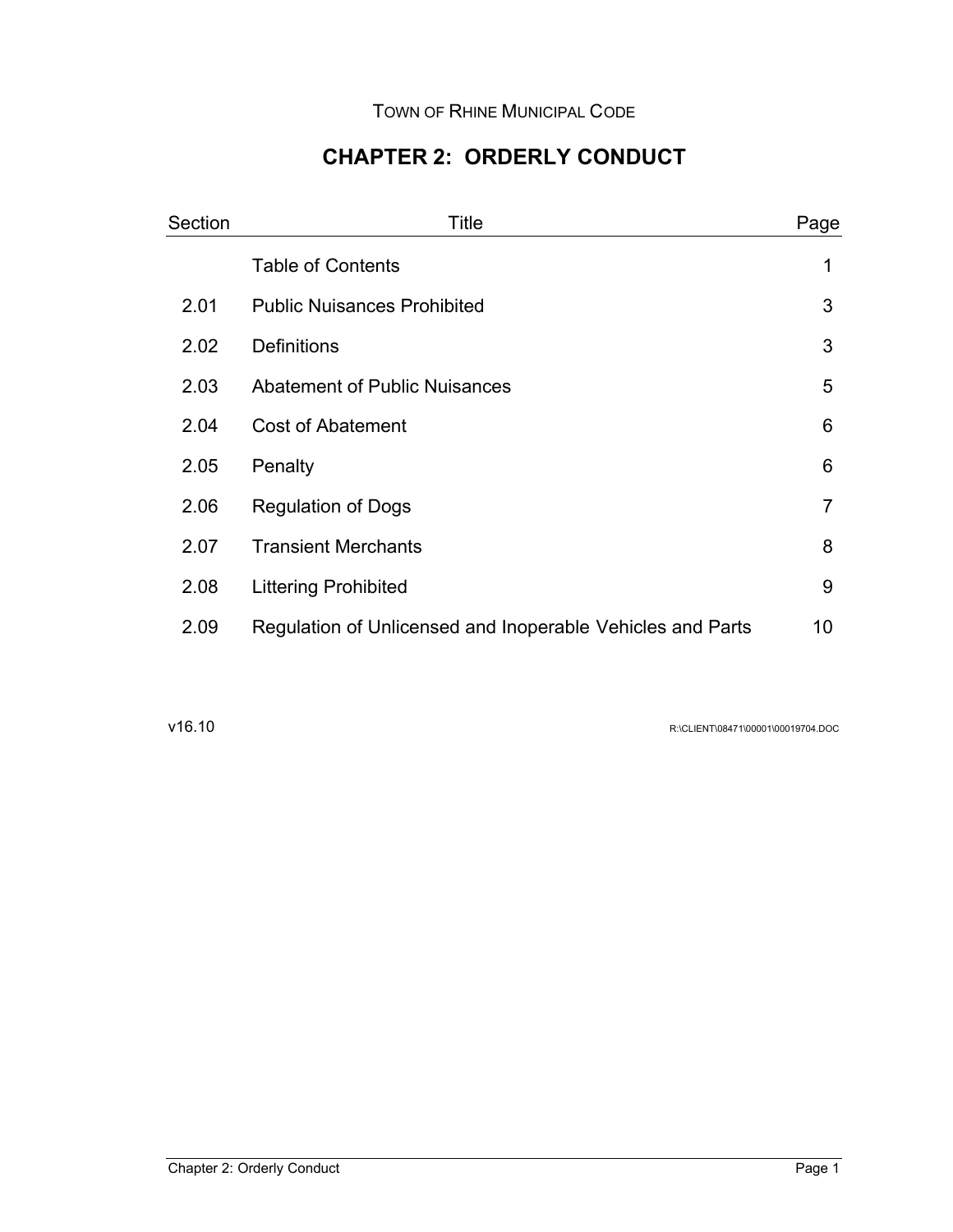Town of Rhine Municipal Code

# CHAPTER 2: ORDERLY CONDUCT

| Section | Title | Page |
|---|---|---|
| | Table of Contents | 1 |
| 2.01 | Public Nuisances Prohibited | 3 |
| 2.02 | Definitions | 3 |
| 2.03 | Abatement of Public Nuisances | 5 |
| 2.04 | Cost of Abatement | 6 |
| 2.05 | Penalty | 6 |
| 2.06 | Regulation of Dogs | 7 |
| 2.07 | Transient Merchants | 8 |
| 2.08 | Littering Prohibited | 9 |
| 2.09 | Regulation of Unlicensed and Inoperable Vehicles and Parts | 10 |

v16.10

R:\CLIENT\08471\00001\00019704.DOC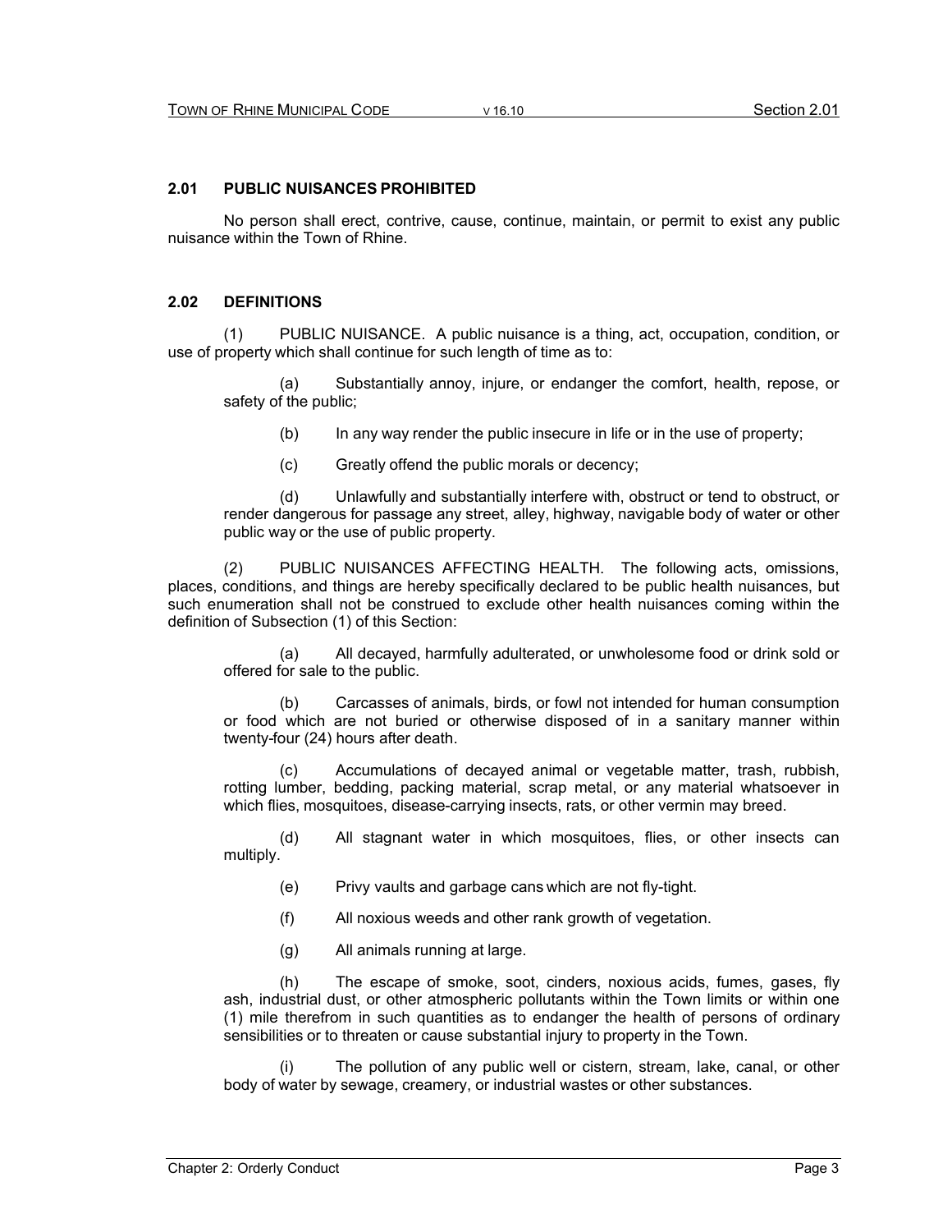## 2.01 PUBLIC NUISANCES PROHIBITED

No person shall erect, contrive, cause, continue, maintain, or permit to exist any public nuisance within the Town of Rhine.

## 2.02 DEFINITIONS

(1) PUBLIC NUISANCE. A public nuisance is a thing, act, occupation, condition, or use of property which shall continue for such length of time as to:

(a) Substantially annoy, injure, or endanger the comfort, health, repose, or safety of the public;

(b) In any way render the public insecure in life or in the use of property;

(c) Greatly offend the public morals or decency;

(d) Unlawfully and substantially interfere with, obstruct or tend to obstruct, or render dangerous for passage any street, alley, highway, navigable body of water or other public way or the use of public property.

(2) PUBLIC NUISANCES AFFECTING HEALTH. The following acts, omissions, places, conditions, and things are hereby specifically declared to be public health nuisances, but such enumeration shall not be construed to exclude other health nuisances coming within the definition of Subsection (1) of this Section:

(a) All decayed, harmfully adulterated, or unwholesome food or drink sold or offered for sale to the public.

(b) Carcasses of animals, birds, or fowl not intended for human consumption or food which are not buried or otherwise disposed of in a sanitary manner within twenty-four (24) hours after death.

(c) Accumulations of decayed animal or vegetable matter, trash, rubbish, rotting lumber, bedding, packing material, scrap metal, or any material whatsoever in which flies, mosquitoes, disease-carrying insects, rats, or other vermin may breed.

(d) All stagnant water in which mosquitoes, flies, or other insects can multiply.

(e) Privy vaults and garbage cans which are not fly-tight.

(f) All noxious weeds and other rank growth of vegetation.

(g) All animals running at large.

(h) The escape of smoke, soot, cinders, noxious acids, fumes, gases, fly ash, industrial dust, or other atmospheric pollutants within the Town limits or within one (1) mile therefrom in such quantities as to endanger the health of persons of ordinary sensibilities or to threaten or cause substantial injury to property in the Town.

(i) The pollution of any public well or cistern, stream, lake, canal, or other body of water by sewage, creamery, or industrial wastes or other substances.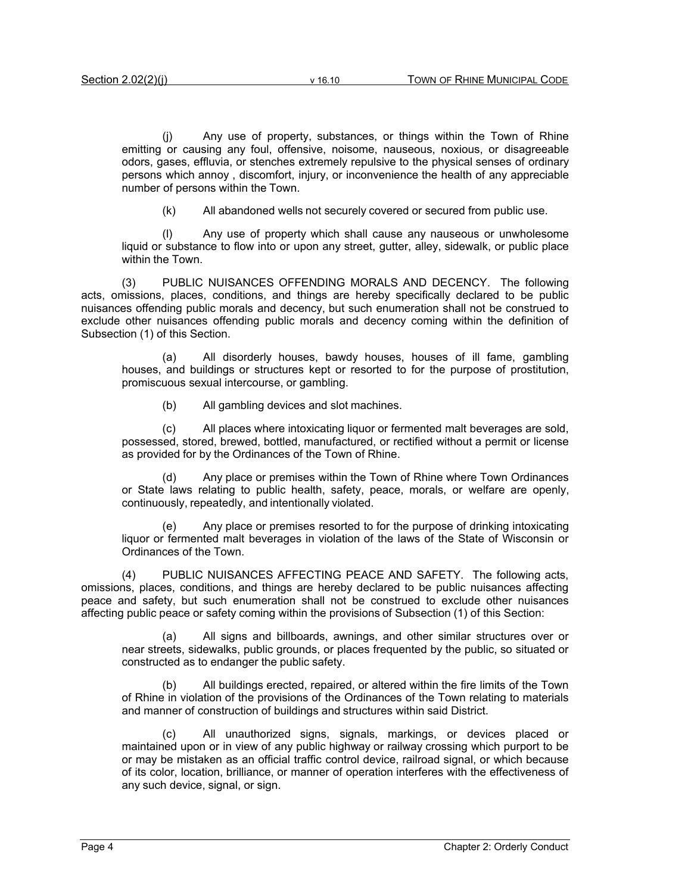(j) Any use of property, substances, or things within the Town of Rhine emitting or causing any foul, offensive, noisome, nauseous, noxious, or disagreeable odors, gases, effluvia, or stenches extremely repulsive to the physical senses of ordinary persons which annoy , discomfort, injury, or inconvenience the health of any appreciable number of persons within the Town.

(k) All abandoned wells not securely covered or secured from public use.

(l) Any use of property which shall cause any nauseous or unwholesome liquid or substance to flow into or upon any street, gutter, alley, sidewalk, or public place within the Town.

(3) PUBLIC NUISANCES OFFENDING MORALS AND DECENCY. The following acts, omissions, places, conditions, and things are hereby specifically declared to be public nuisances offending public morals and decency, but such enumeration shall not be construed to exclude other nuisances offending public morals and decency coming within the definition of Subsection (1) of this Section.

(a) All disorderly houses, bawdy houses, houses of ill fame, gambling houses, and buildings or structures kept or resorted to for the purpose of prostitution, promiscuous sexual intercourse, or gambling.

(b) All gambling devices and slot machines.

(c) All places where intoxicating liquor or fermented malt beverages are sold, possessed, stored, brewed, bottled, manufactured, or rectified without a permit or license as provided for by the Ordinances of the Town of Rhine.

(d) Any place or premises within the Town of Rhine where Town Ordinances or State laws relating to public health, safety, peace, morals, or welfare are openly, continuously, repeatedly, and intentionally violated.

(e) Any place or premises resorted to for the purpose of drinking intoxicating liquor or fermented malt beverages in violation of the laws of the State of Wisconsin or Ordinances of the Town.

(4) PUBLIC NUISANCES AFFECTING PEACE AND SAFETY. The following acts, omissions, places, conditions, and things are hereby declared to be public nuisances affecting peace and safety, but such enumeration shall not be construed to exclude other nuisances affecting public peace or safety coming within the provisions of Subsection (1) of this Section:

(a) All signs and billboards, awnings, and other similar structures over or near streets, sidewalks, public grounds, or places frequented by the public, so situated or constructed as to endanger the public safety.

(b) All buildings erected, repaired, or altered within the fire limits of the Town of Rhine in violation of the provisions of the Ordinances of the Town relating to materials and manner of construction of buildings and structures within said District.

(c) All unauthorized signs, signals, markings, or devices placed or maintained upon or in view of any public highway or railway crossing which purport to be or may be mistaken as an official traffic control device, railroad signal, or which because of its color, location, brilliance, or manner of operation interferes with the effectiveness of any such device, signal, or sign.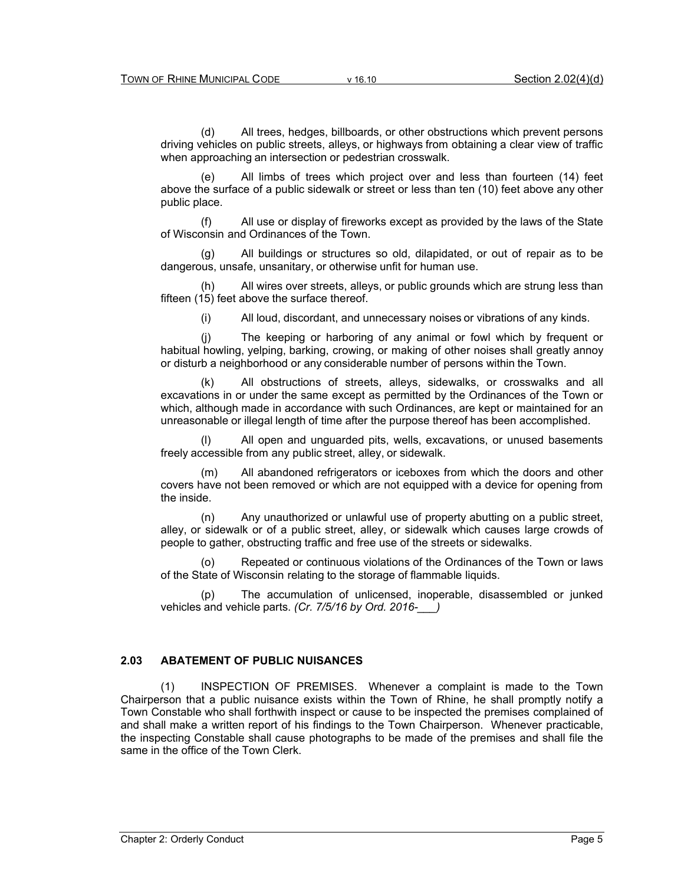(d) All trees, hedges, billboards, or other obstructions which prevent persons driving vehicles on public streets, alleys, or highways from obtaining a clear view of traffic when approaching an intersection or pedestrian crosswalk.

(e) All limbs of trees which project over and less than fourteen (14) feet above the surface of a public sidewalk or street or less than ten (10) feet above any other public place.

(f) All use or display of fireworks except as provided by the laws of the State of Wisconsin and Ordinances of the Town.

(g) All buildings or structures so old, dilapidated, or out of repair as to be dangerous, unsafe, unsanitary, or otherwise unfit for human use.

(h) All wires over streets, alleys, or public grounds which are strung less than fifteen (15) feet above the surface thereof.

(i) All loud, discordant, and unnecessary noises or vibrations of any kinds.

(j) The keeping or harboring of any animal or fowl which by frequent or habitual howling, yelping, barking, crowing, or making of other noises shall greatly annoy or disturb a neighborhood or any considerable number of persons within the Town.

(k) All obstructions of streets, alleys, sidewalks, or crosswalks and all excavations in or under the same except as permitted by the Ordinances of the Town or which, although made in accordance with such Ordinances, are kept or maintained for an unreasonable or illegal length of time after the purpose thereof has been accomplished.

(l) All open and unguarded pits, wells, excavations, or unused basements freely accessible from any public street, alley, or sidewalk.

(m) All abandoned refrigerators or iceboxes from which the doors and other covers have not been removed or which are not equipped with a device for opening from the inside.

(n) Any unauthorized or unlawful use of property abutting on a public street, alley, or sidewalk or of a public street, alley, or sidewalk which causes large crowds of people to gather, obstructing traffic and free use of the streets or sidewalks.

(o) Repeated or continuous violations of the Ordinances of the Town or laws of the State of Wisconsin relating to the storage of flammable liquids.

(p) The accumulation of unlicensed, inoperable, disassembled or junked vehicles and vehicle parts. *(Cr. 7/5/16 by Ord. 2016-___)*

## 2.03 ABATEMENT OF PUBLIC NUISANCES

(1) INSPECTION OF PREMISES. Whenever a complaint is made to the Town Chairperson that a public nuisance exists within the Town of Rhine, he shall promptly notify a Town Constable who shall forthwith inspect or cause to be inspected the premises complained of and shall make a written report of his findings to the Town Chairperson. Whenever practicable, the inspecting Constable shall cause photographs to be made of the premises and shall file the same in the office of the Town Clerk.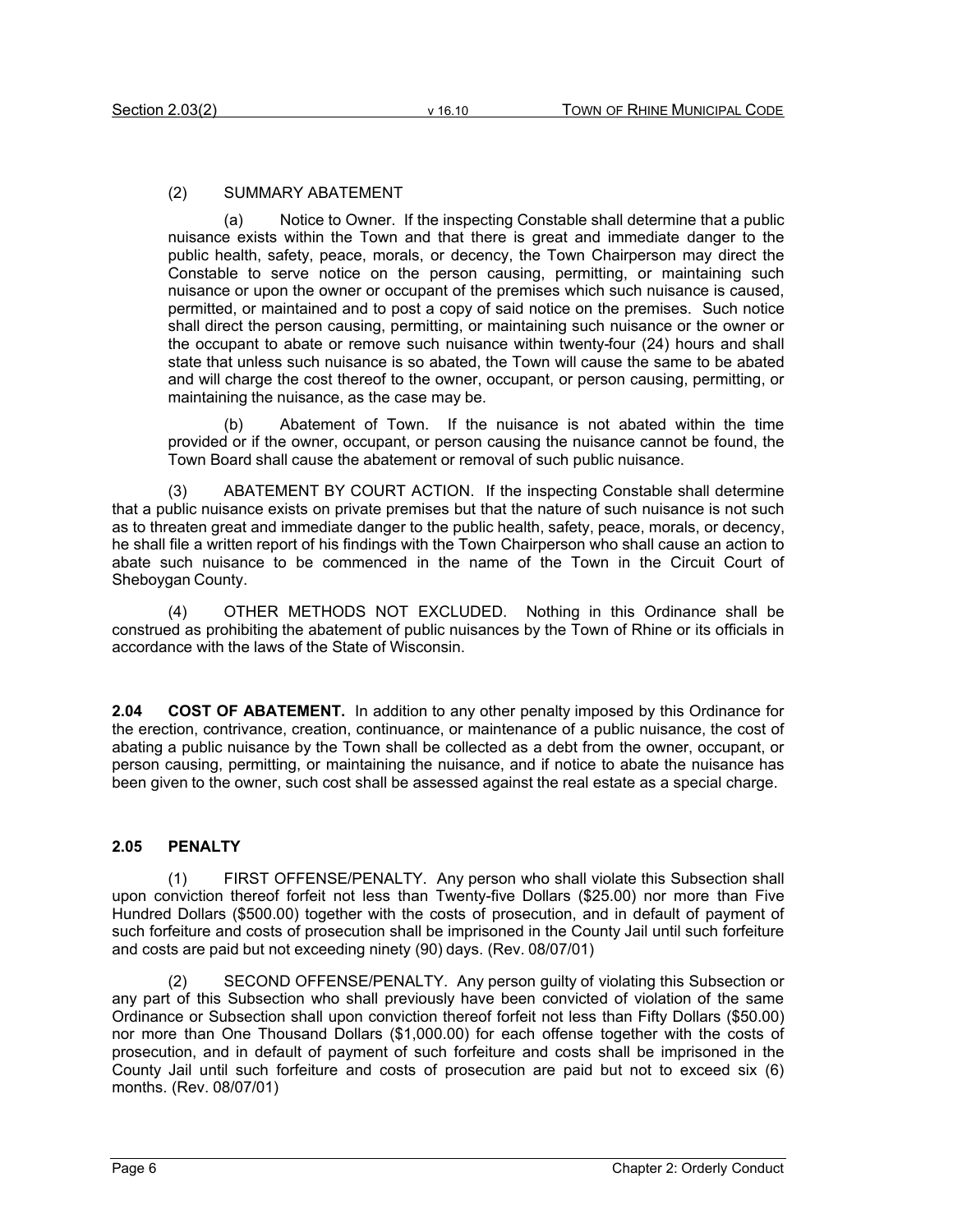(2) SUMMARY ABATEMENT

(a) Notice to Owner. If the inspecting Constable shall determine that a public nuisance exists within the Town and that there is great and immediate danger to the public health, safety, peace, morals, or decency, the Town Chairperson may direct the Constable to serve notice on the person causing, permitting, or maintaining such nuisance or upon the owner or occupant of the premises which such nuisance is caused, permitted, or maintained and to post a copy of said notice on the premises. Such notice shall direct the person causing, permitting, or maintaining such nuisance or the owner or the occupant to abate or remove such nuisance within twenty-four (24) hours and shall state that unless such nuisance is so abated, the Town will cause the same to be abated and will charge the cost thereof to the owner, occupant, or person causing, permitting, or maintaining the nuisance, as the case may be.

(b) Abatement of Town. If the nuisance is not abated within the time provided or if the owner, occupant, or person causing the nuisance cannot be found, the Town Board shall cause the abatement or removal of such public nuisance.

(3) ABATEMENT BY COURT ACTION. If the inspecting Constable shall determine that a public nuisance exists on private premises but that the nature of such nuisance is not such as to threaten great and immediate danger to the public health, safety, peace, morals, or decency, he shall file a written report of his findings with the Town Chairperson who shall cause an action to abate such nuisance to be commenced in the name of the Town in the Circuit Court of Sheboygan County.

(4) OTHER METHODS NOT EXCLUDED. Nothing in this Ordinance shall be construed as prohibiting the abatement of public nuisances by the Town of Rhine or its officials in accordance with the laws of the State of Wisconsin.

**2.04 COST OF ABATEMENT.** In addition to any other penalty imposed by this Ordinance for the erection, contrivance, creation, continuance, or maintenance of a public nuisance, the cost of abating a public nuisance by the Town shall be collected as a debt from the owner, occupant, or person causing, permitting, or maintaining the nuisance, and if notice to abate the nuisance has been given to the owner, such cost shall be assessed against the real estate as a special charge.

**2.05 PENALTY**

(1) FIRST OFFENSE/PENALTY. Any person who shall violate this Subsection shall upon conviction thereof forfeit not less than Twenty-five Dollars ($25.00) nor more than Five Hundred Dollars ($500.00) together with the costs of prosecution, and in default of payment of such forfeiture and costs of prosecution shall be imprisoned in the County Jail until such forfeiture and costs are paid but not exceeding ninety (90) days. (Rev. 08/07/01)

(2) SECOND OFFENSE/PENALTY. Any person guilty of violating this Subsection or any part of this Subsection who shall previously have been convicted of violation of the same Ordinance or Subsection shall upon conviction thereof forfeit not less than Fifty Dollars ($50.00) nor more than One Thousand Dollars ($1,000.00) for each offense together with the costs of prosecution, and in default of payment of such forfeiture and costs shall be imprisoned in the County Jail until such forfeiture and costs of prosecution are paid but not to exceed six (6) months. (Rev. 08/07/01)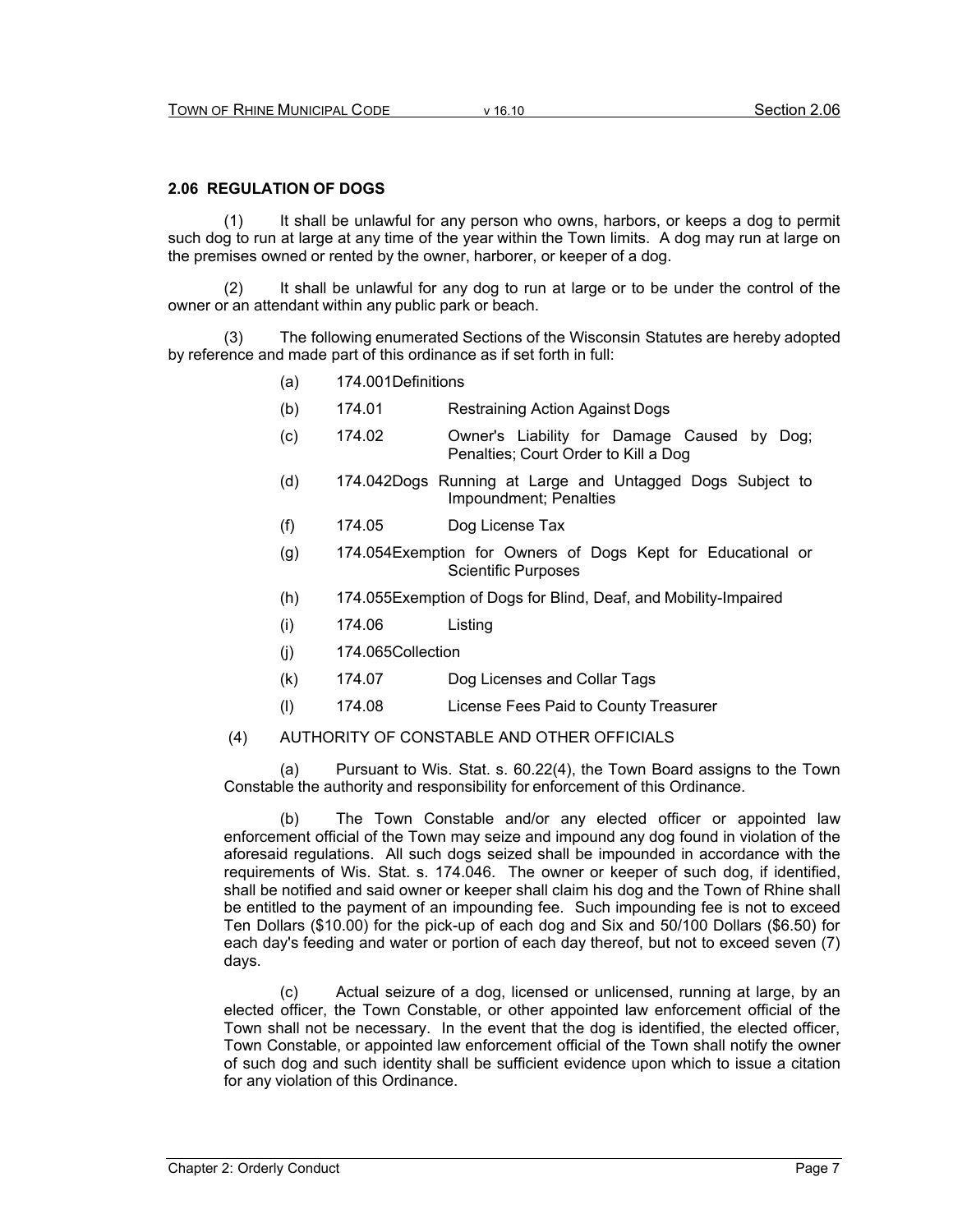## 2.06 REGULATION OF DOGS

(1) It shall be unlawful for any person who owns, harbors, or keeps a dog to permit such dog to run at large at any time of the year within the Town limits. A dog may run at large on the premises owned or rented by the owner, harborer, or keeper of a dog.

(2) It shall be unlawful for any dog to run at large or to be under the control of the owner or an attendant within any public park or beach.

(3) The following enumerated Sections of the Wisconsin Statutes are hereby adopted by reference and made part of this ordinance as if set forth in full:

- (a) 174.001 Definitions
- (b) 174.01 Restraining Action Against Dogs
- (c) 174.02 Owner's Liability for Damage Caused by Dog; Penalties; Court Order to Kill a Dog
- (d) 174.042 Dogs Running at Large and Untagged Dogs Subject to Impoundment; Penalties
- (f) 174.05 Dog License Tax
- (g) 174.054 Exemption for Owners of Dogs Kept for Educational or Scientific Purposes
- (h) 174.055 Exemption of Dogs for Blind, Deaf, and Mobility-Impaired
- (i) 174.06 Listing
- (j) 174.065 Collection
- (k) 174.07 Dog Licenses and Collar Tags
- (l) 174.08 License Fees Paid to County Treasurer

(4) AUTHORITY OF CONSTABLE AND OTHER OFFICIALS

(a) Pursuant to Wis. Stat. s. 60.22(4), the Town Board assigns to the Town Constable the authority and responsibility for enforcement of this Ordinance.

(b) The Town Constable and/or any elected officer or appointed law enforcement official of the Town may seize and impound any dog found in violation of the aforesaid regulations. All such dogs seized shall be impounded in accordance with the requirements of Wis. Stat. s. 174.046. The owner or keeper of such dog, if identified, shall be notified and said owner or keeper shall claim his dog and the Town of Rhine shall be entitled to the payment of an impounding fee. Such impounding fee is not to exceed Ten Dollars ($10.00) for the pick-up of each dog and Six and 50/100 Dollars ($6.50) for each day's feeding and water or portion of each day thereof, but not to exceed seven (7) days.

(c) Actual seizure of a dog, licensed or unlicensed, running at large, by an elected officer, the Town Constable, or other appointed law enforcement official of the Town shall not be necessary. In the event that the dog is identified, the elected officer, Town Constable, or appointed law enforcement official of the Town shall notify the owner of such dog and such identity shall be sufficient evidence upon which to issue a citation for any violation of this Ordinance.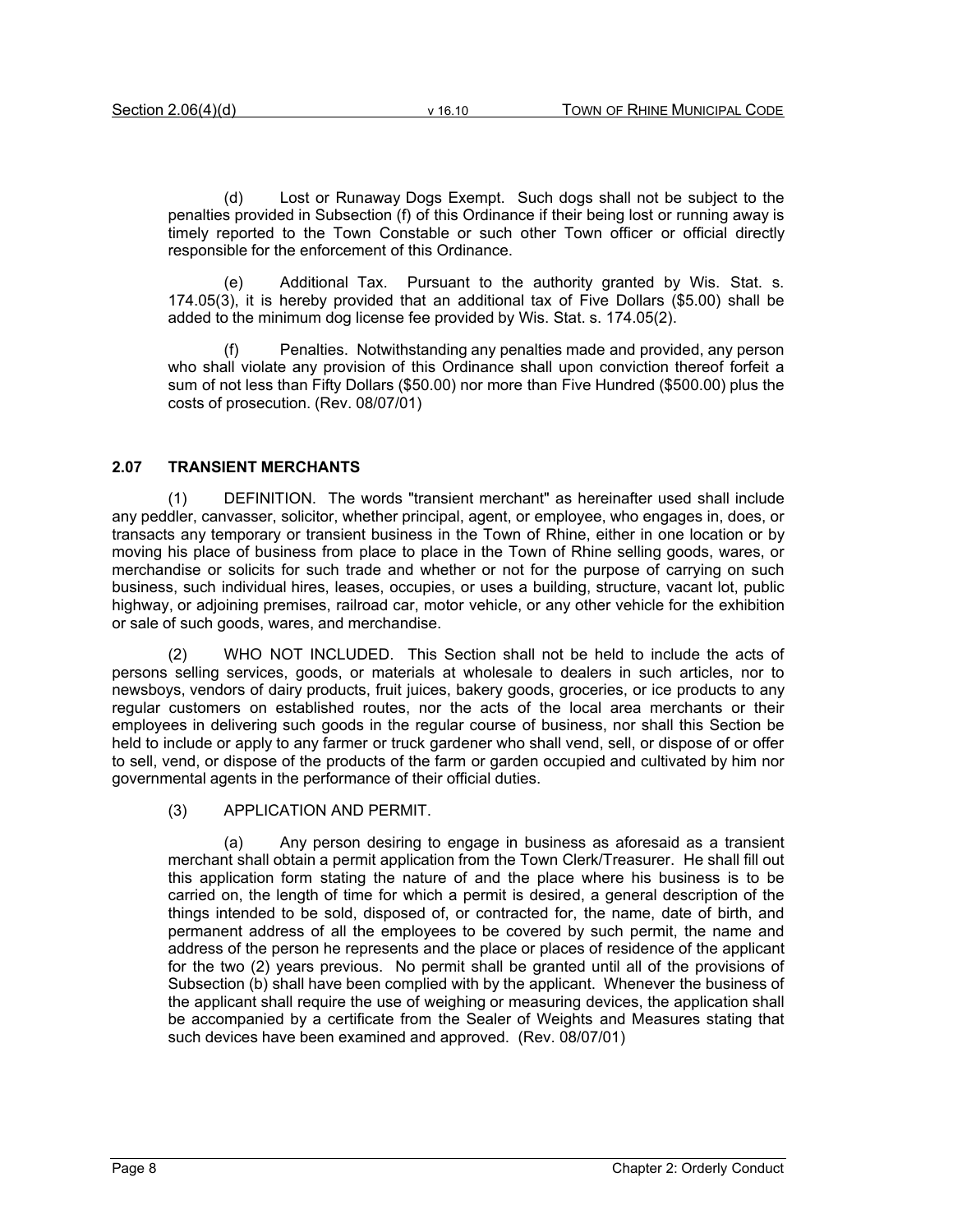(d) Lost or Runaway Dogs Exempt. Such dogs shall not be subject to the penalties provided in Subsection (f) of this Ordinance if their being lost or running away is timely reported to the Town Constable or such other Town officer or official directly responsible for the enforcement of this Ordinance.

(e) Additional Tax. Pursuant to the authority granted by Wis. Stat. s. 174.05(3), it is hereby provided that an additional tax of Five Dollars ($5.00) shall be added to the minimum dog license fee provided by Wis. Stat. s. 174.05(2).

(f) Penalties. Notwithstanding any penalties made and provided, any person who shall violate any provision of this Ordinance shall upon conviction thereof forfeit a sum of not less than Fifty Dollars ($50.00) nor more than Five Hundred ($500.00) plus the costs of prosecution. (Rev. 08/07/01)

## 2.07 TRANSIENT MERCHANTS

(1) DEFINITION. The words "transient merchant" as hereinafter used shall include any peddler, canvasser, solicitor, whether principal, agent, or employee, who engages in, does, or transacts any temporary or transient business in the Town of Rhine, either in one location or by moving his place of business from place to place in the Town of Rhine selling goods, wares, or merchandise or solicits for such trade and whether or not for the purpose of carrying on such business, such individual hires, leases, occupies, or uses a building, structure, vacant lot, public highway, or adjoining premises, railroad car, motor vehicle, or any other vehicle for the exhibition or sale of such goods, wares, and merchandise.

(2) WHO NOT INCLUDED. This Section shall not be held to include the acts of persons selling services, goods, or materials at wholesale to dealers in such articles, nor to newsboys, vendors of dairy products, fruit juices, bakery goods, groceries, or ice products to any regular customers on established routes, nor the acts of the local area merchants or their employees in delivering such goods in the regular course of business, nor shall this Section be held to include or apply to any farmer or truck gardener who shall vend, sell, or dispose of or offer to sell, vend, or dispose of the products of the farm or garden occupied and cultivated by him nor governmental agents in the performance of their official duties.

(3) APPLICATION AND PERMIT.

(a) Any person desiring to engage in business as aforesaid as a transient merchant shall obtain a permit application from the Town Clerk/Treasurer. He shall fill out this application form stating the nature of and the place where his business is to be carried on, the length of time for which a permit is desired, a general description of the things intended to be sold, disposed of, or contracted for, the name, date of birth, and permanent address of all the employees to be covered by such permit, the name and address of the person he represents and the place or places of residence of the applicant for the two (2) years previous. No permit shall be granted until all of the provisions of Subsection (b) shall have been complied with by the applicant. Whenever the business of the applicant shall require the use of weighing or measuring devices, the application shall be accompanied by a certificate from the Sealer of Weights and Measures stating that such devices have been examined and approved. (Rev. 08/07/01)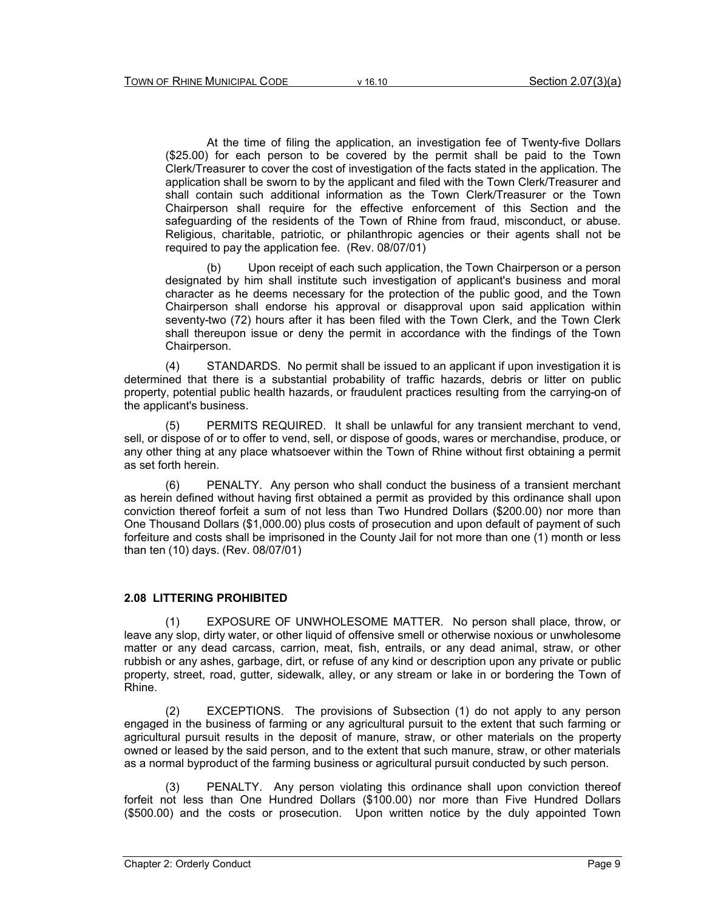At the time of filing the application, an investigation fee of Twenty-five Dollars ($25.00) for each person to be covered by the permit shall be paid to the Town Clerk/Treasurer to cover the cost of investigation of the facts stated in the application. The application shall be sworn to by the applicant and filed with the Town Clerk/Treasurer and shall contain such additional information as the Town Clerk/Treasurer or the Town Chairperson shall require for the effective enforcement of this Section and the safeguarding of the residents of the Town of Rhine from fraud, misconduct, or abuse. Religious, charitable, patriotic, or philanthropic agencies or their agents shall not be required to pay the application fee. (Rev. 08/07/01)

(b) Upon receipt of each such application, the Town Chairperson or a person designated by him shall institute such investigation of applicant's business and moral character as he deems necessary for the protection of the public good, and the Town Chairperson shall endorse his approval or disapproval upon said application within seventy-two (72) hours after it has been filed with the Town Clerk, and the Town Clerk shall thereupon issue or deny the permit in accordance with the findings of the Town Chairperson.

(4) STANDARDS. No permit shall be issued to an applicant if upon investigation it is determined that there is a substantial probability of traffic hazards, debris or litter on public property, potential public health hazards, or fraudulent practices resulting from the carrying-on of the applicant's business.

(5) PERMITS REQUIRED. It shall be unlawful for any transient merchant to vend, sell, or dispose of or to offer to vend, sell, or dispose of goods, wares or merchandise, produce, or any other thing at any place whatsoever within the Town of Rhine without first obtaining a permit as set forth herein.

(6) PENALTY. Any person who shall conduct the business of a transient merchant as herein defined without having first obtained a permit as provided by this ordinance shall upon conviction thereof forfeit a sum of not less than Two Hundred Dollars ($200.00) nor more than One Thousand Dollars ($1,000.00) plus costs of prosecution and upon default of payment of such forfeiture and costs shall be imprisoned in the County Jail for not more than one (1) month or less than ten (10) days. (Rev. 08/07/01)

## 2.08 LITTERING PROHIBITED

(1) EXPOSURE OF UNWHOLESOME MATTER. No person shall place, throw, or leave any slop, dirty water, or other liquid of offensive smell or otherwise noxious or unwholesome matter or any dead carcass, carrion, meat, fish, entrails, or any dead animal, straw, or other rubbish or any ashes, garbage, dirt, or refuse of any kind or description upon any private or public property, street, road, gutter, sidewalk, alley, or any stream or lake in or bordering the Town of Rhine.

(2) EXCEPTIONS. The provisions of Subsection (1) do not apply to any person engaged in the business of farming or any agricultural pursuit to the extent that such farming or agricultural pursuit results in the deposit of manure, straw, or other materials on the property owned or leased by the said person, and to the extent that such manure, straw, or other materials as a normal byproduct of the farming business or agricultural pursuit conducted by such person.

(3) PENALTY. Any person violating this ordinance shall upon conviction thereof forfeit not less than One Hundred Dollars ($100.00) nor more than Five Hundred Dollars ($500.00) and the costs or prosecution. Upon written notice by the duly appointed Town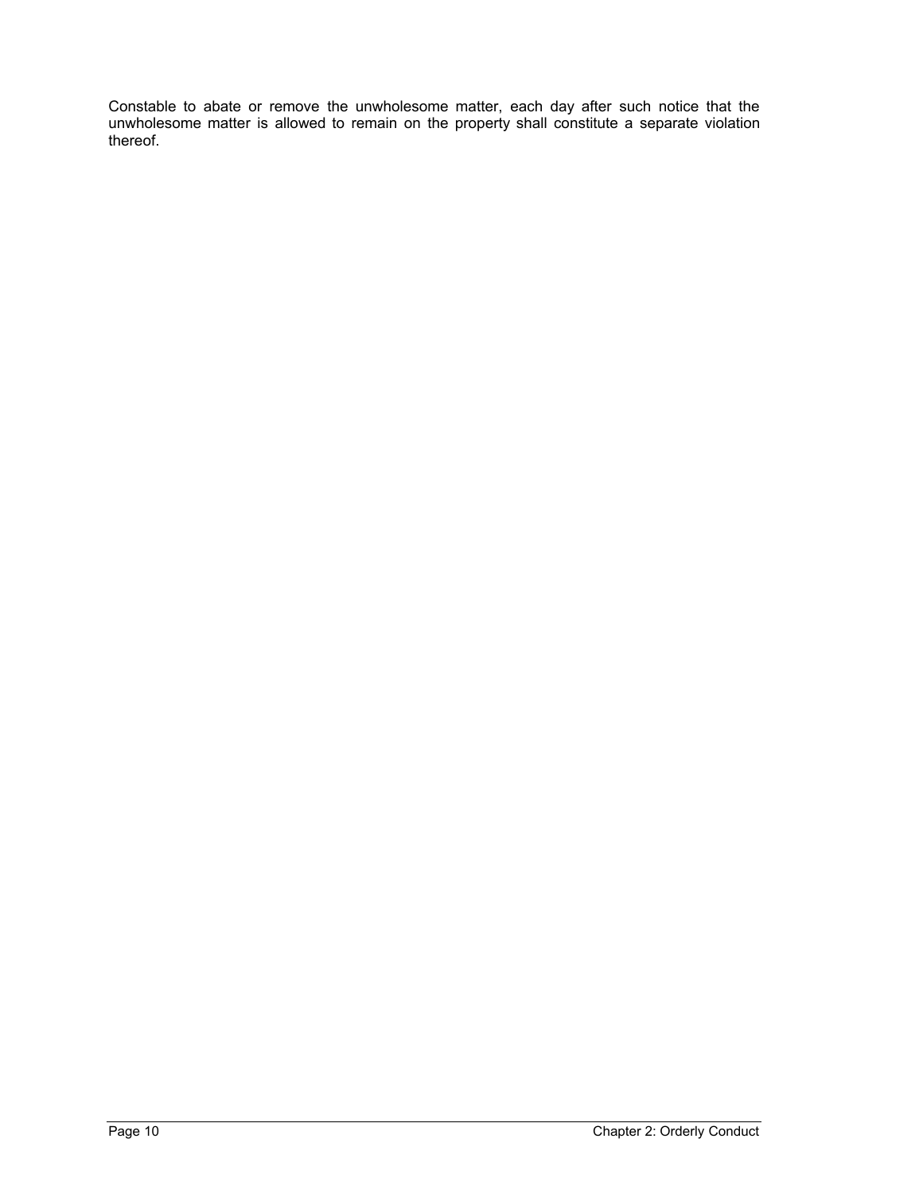Constable to abate or remove the unwholesome matter, each day after such notice that the unwholesome matter is allowed to remain on the property shall constitute a separate violation thereof.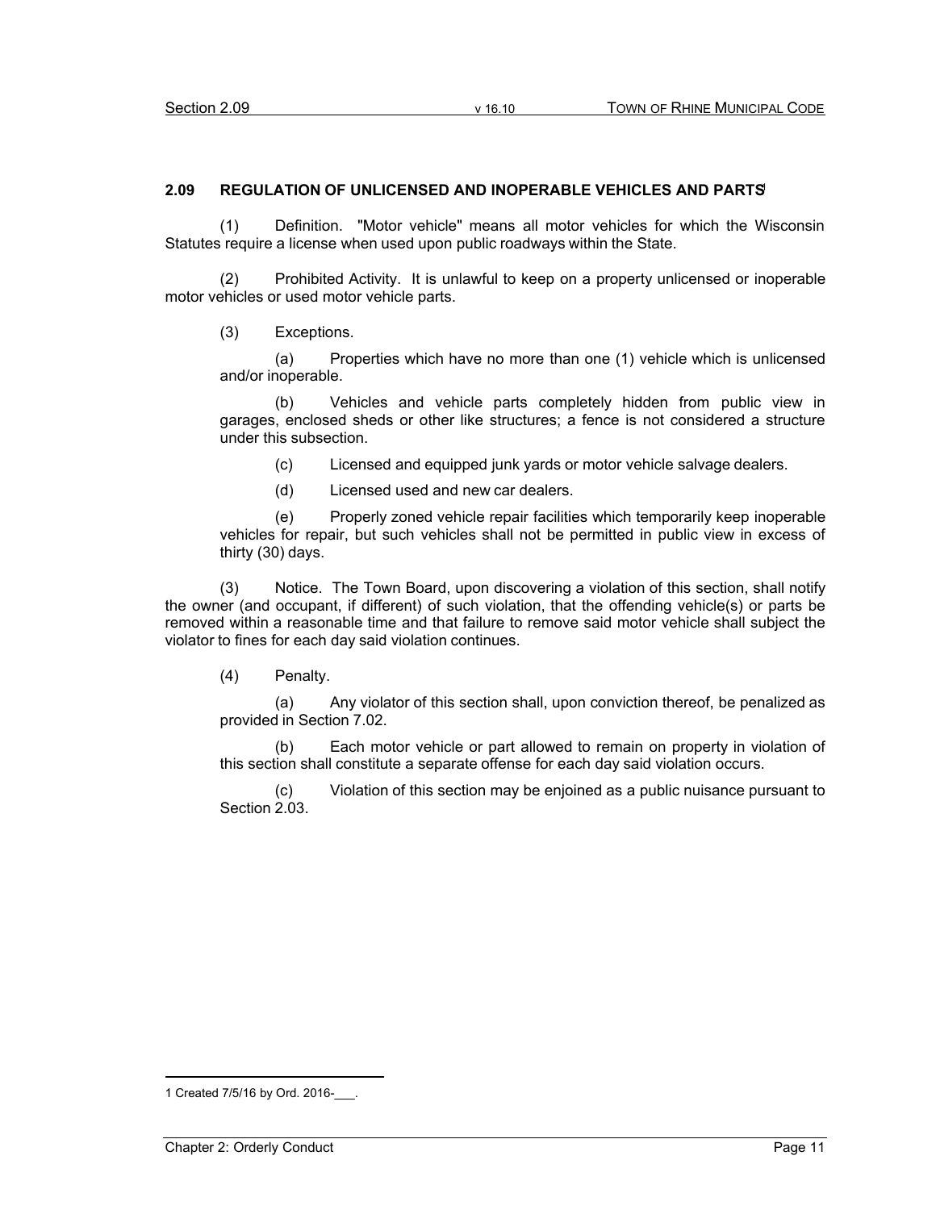## 2.09 REGULATION OF UNLICENSED AND INOPERABLE VEHICLES AND PARTS[1]

(1) Definition. "Motor vehicle" means all motor vehicles for which the Wisconsin Statutes require a license when used upon public roadways within the State.

(2) Prohibited Activity. It is unlawful to keep on a property unlicensed or inoperable motor vehicles or used motor vehicle parts.

(3) Exceptions.

(a) Properties which have no more than one (1) vehicle which is unlicensed and/or inoperable.

(b) Vehicles and vehicle parts completely hidden from public view in garages, enclosed sheds or other like structures; a fence is not considered a structure under this subsection.

(c) Licensed and equipped junk yards or motor vehicle salvage dealers.

(d) Licensed used and new car dealers.

(e) Properly zoned vehicle repair facilities which temporarily keep inoperable vehicles for repair, but such vehicles shall not be permitted in public view in excess of thirty (30) days.

(3) Notice. The Town Board, upon discovering a violation of this section, shall notify the owner (and occupant, if different) of such violation, that the offending vehicle(s) or parts be removed within a reasonable time and that failure to remove said motor vehicle shall subject the violator to fines for each day said violation continues.

(4) Penalty.

(a) Any violator of this section shall, upon conviction thereof, be penalized as provided in Section 7.02.

(b) Each motor vehicle or part allowed to remain on property in violation of this section shall constitute a separate offense for each day said violation occurs.

(c) Violation of this section may be enjoined as a public nuisance pursuant to Section 2.03.

---

1 Created 7/5/16 by Ord. 2016-___.